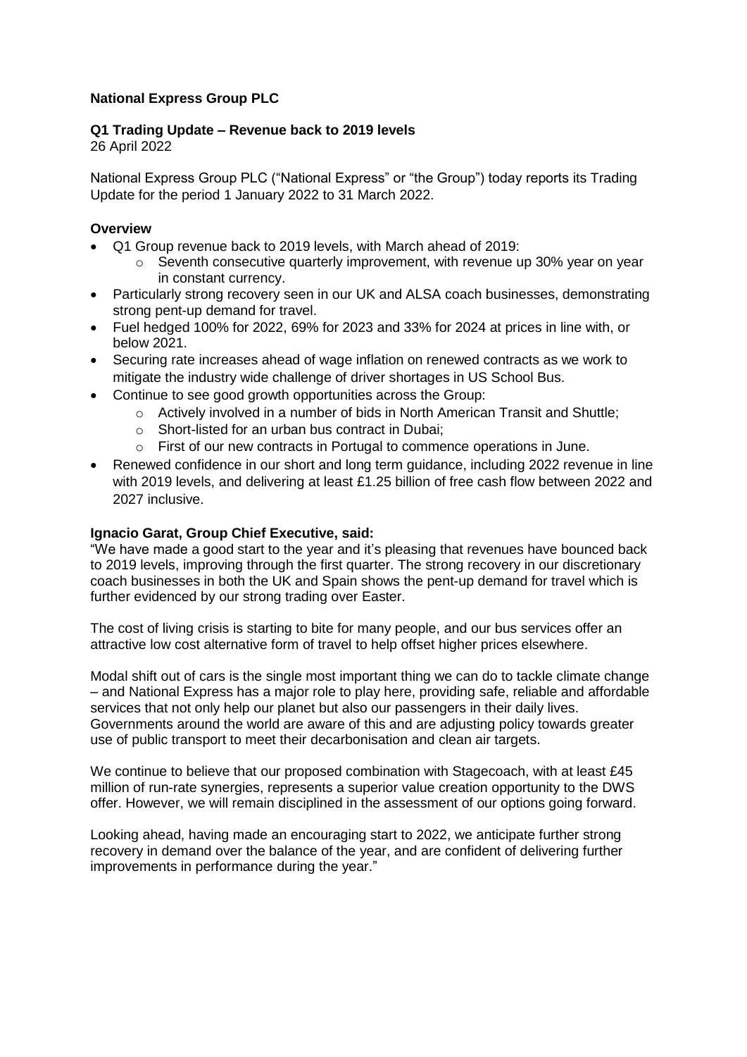**National Express Group PLC**

**Q1 Trading Update – Revenue back to 2019 levels**

26 April 2022

National Express Group PLC ("National Express" or "the Group") today reports its Trading Update for the period 1 January 2022 to 31 March 2022.

**Overview**

- Q1 Group revenue back to 2019 levels, with March ahead of 2019:
  - Seventh consecutive quarterly improvement, with revenue up 30% year on year in constant currency.
- Particularly strong recovery seen in our UK and ALSA coach businesses, demonstrating strong pent-up demand for travel.
- Fuel hedged 100% for 2022, 69% for 2023 and 33% for 2024 at prices in line with, or below 2021.
- Securing rate increases ahead of wage inflation on renewed contracts as we work to mitigate the industry wide challenge of driver shortages in US School Bus.
- Continue to see good growth opportunities across the Group:
  - Actively involved in a number of bids in North American Transit and Shuttle;
  - Short-listed for an urban bus contract in Dubai;
  - First of our new contracts in Portugal to commence operations in June.
- Renewed confidence in our short and long term guidance, including 2022 revenue in line with 2019 levels, and delivering at least £1.25 billion of free cash flow between 2022 and 2027 inclusive.

**Ignacio Garat, Group Chief Executive, said:**

"We have made a good start to the year and it's pleasing that revenues have bounced back to 2019 levels, improving through the first quarter. The strong recovery in our discretionary coach businesses in both the UK and Spain shows the pent-up demand for travel which is further evidenced by our strong trading over Easter.

The cost of living crisis is starting to bite for many people, and our bus services offer an attractive low cost alternative form of travel to help offset higher prices elsewhere.

Modal shift out of cars is the single most important thing we can do to tackle climate change – and National Express has a major role to play here, providing safe, reliable and affordable services that not only help our planet but also our passengers in their daily lives. Governments around the world are aware of this and are adjusting policy towards greater use of public transport to meet their decarbonisation and clean air targets.

We continue to believe that our proposed combination with Stagecoach, with at least £45 million of run-rate synergies, represents a superior value creation opportunity to the DWS offer. However, we will remain disciplined in the assessment of our options going forward.

Looking ahead, having made an encouraging start to 2022, we anticipate further strong recovery in demand over the balance of the year, and are confident of delivering further improvements in performance during the year."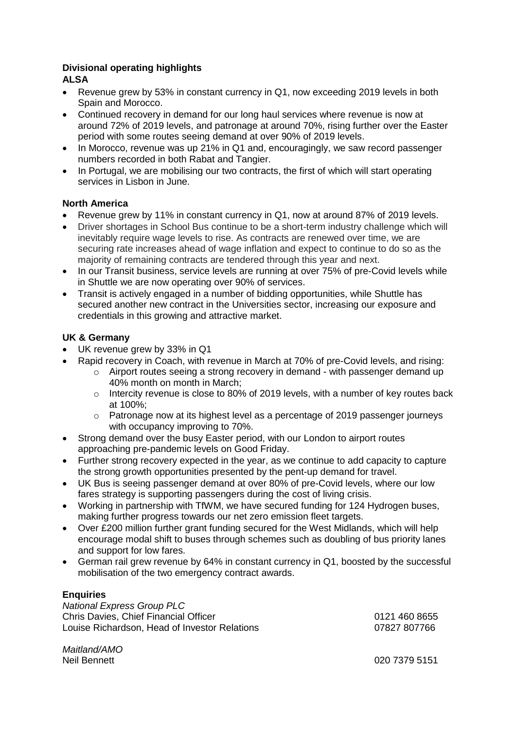**Divisional operating highlights**
**ALSA**

- Revenue grew by 53% in constant currency in Q1, now exceeding 2019 levels in both Spain and Morocco.
- Continued recovery in demand for our long haul services where revenue is now at around 72% of 2019 levels, and patronage at around 70%, rising further over the Easter period with some routes seeing demand at over 90% of 2019 levels.
- In Morocco, revenue was up 21% in Q1 and, encouragingly, we saw record passenger numbers recorded in both Rabat and Tangier.
- In Portugal, we are mobilising our two contracts, the first of which will start operating services in Lisbon in June.

**North America**

- Revenue grew by 11% in constant currency in Q1, now at around 87% of 2019 levels.
- Driver shortages in School Bus continue to be a short-term industry challenge which will inevitably require wage levels to rise. As contracts are renewed over time, we are securing rate increases ahead of wage inflation and expect to continue to do so as the majority of remaining contracts are tendered through this year and next.
- In our Transit business, service levels are running at over 75% of pre-Covid levels while in Shuttle we are now operating over 90% of services.
- Transit is actively engaged in a number of bidding opportunities, while Shuttle has secured another new contract in the Universities sector, increasing our exposure and credentials in this growing and attractive market.

**UK & Germany**

- UK revenue grew by 33% in Q1
- Rapid recovery in Coach, with revenue in March at 70% of pre-Covid levels, and rising:
  - Airport routes seeing a strong recovery in demand - with passenger demand up 40% month on month in March;
  - Intercity revenue is close to 80% of 2019 levels, with a number of key routes back at 100%;
  - Patronage now at its highest level as a percentage of 2019 passenger journeys with occupancy improving to 70%.
- Strong demand over the busy Easter period, with our London to airport routes approaching pre-pandemic levels on Good Friday.
- Further strong recovery expected in the year, as we continue to add capacity to capture the strong growth opportunities presented by the pent-up demand for travel.
- UK Bus is seeing passenger demand at over 80% of pre-Covid levels, where our low fares strategy is supporting passengers during the cost of living crisis.
- Working in partnership with TfWM, we have secured funding for 124 Hydrogen buses, making further progress towards our net zero emission fleet targets.
- Over £200 million further grant funding secured for the West Midlands, which will help encourage modal shift to buses through schemes such as doubling of bus priority lanes and support for low fares.
- German rail grew revenue by 64% in constant currency in Q1, boosted by the successful mobilisation of the two emergency contract awards.

**Enquiries**

*National Express Group PLC*

| | |
|---|---|
| Chris Davies, Chief Financial Officer | 0121 460 8655 |
| Louise Richardson, Head of Investor Relations | 07827 807766 |

*Maitland/AMO*

| | |
|---|---|
| Neil Bennett | 020 7379 5151 |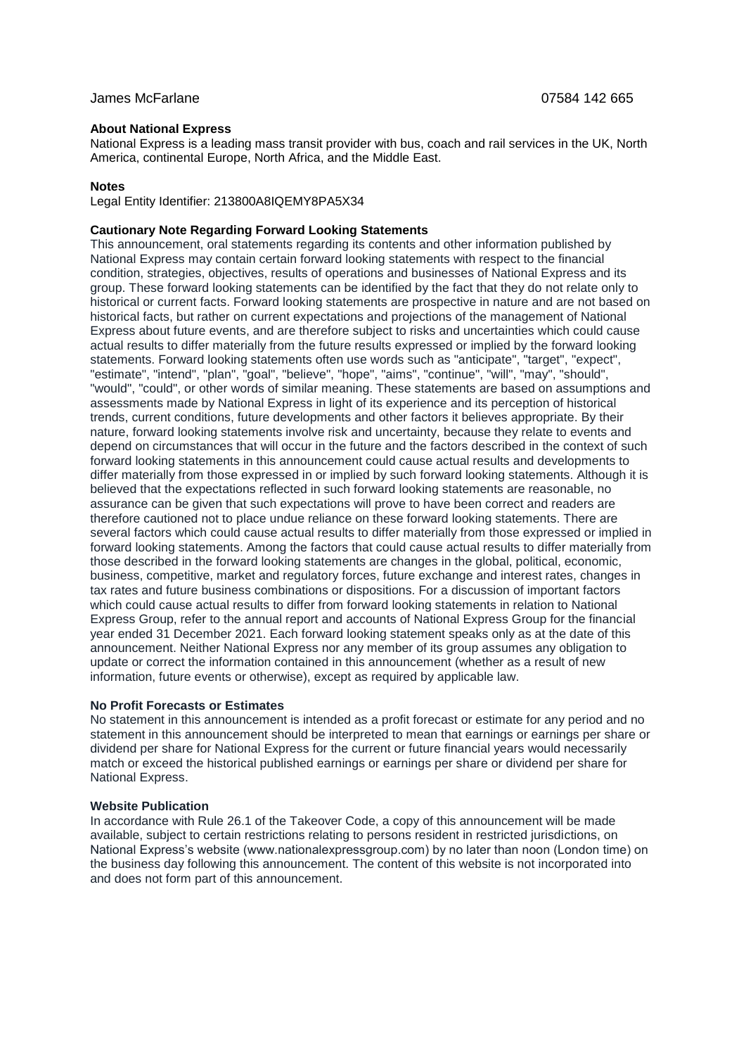James McFarlane 07584 142 665

**About National Express**

National Express is a leading mass transit provider with bus, coach and rail services in the UK, North America, continental Europe, North Africa, and the Middle East.

**Notes**

Legal Entity Identifier: 213800A8IQEMY8PA5X34

**Cautionary Note Regarding Forward Looking Statements**

This announcement, oral statements regarding its contents and other information published by National Express may contain certain forward looking statements with respect to the financial condition, strategies, objectives, results of operations and businesses of National Express and its group. These forward looking statements can be identified by the fact that they do not relate only to historical or current facts. Forward looking statements are prospective in nature and are not based on historical facts, but rather on current expectations and projections of the management of National Express about future events, and are therefore subject to risks and uncertainties which could cause actual results to differ materially from the future results expressed or implied by the forward looking statements. Forward looking statements often use words such as "anticipate", "target", "expect", "estimate", "intend", "plan", "goal", "believe", "hope", "aims", "continue", "will", "may", "should", "would", "could", or other words of similar meaning. These statements are based on assumptions and assessments made by National Express in light of its experience and its perception of historical trends, current conditions, future developments and other factors it believes appropriate. By their nature, forward looking statements involve risk and uncertainty, because they relate to events and depend on circumstances that will occur in the future and the factors described in the context of such forward looking statements in this announcement could cause actual results and developments to differ materially from those expressed in or implied by such forward looking statements. Although it is believed that the expectations reflected in such forward looking statements are reasonable, no assurance can be given that such expectations will prove to have been correct and readers are therefore cautioned not to place undue reliance on these forward looking statements. There are several factors which could cause actual results to differ materially from those expressed or implied in forward looking statements. Among the factors that could cause actual results to differ materially from those described in the forward looking statements are changes in the global, political, economic, business, competitive, market and regulatory forces, future exchange and interest rates, changes in tax rates and future business combinations or dispositions. For a discussion of important factors which could cause actual results to differ from forward looking statements in relation to National Express Group, refer to the annual report and accounts of National Express Group for the financial year ended 31 December 2021. Each forward looking statement speaks only as at the date of this announcement. Neither National Express nor any member of its group assumes any obligation to update or correct the information contained in this announcement (whether as a result of new information, future events or otherwise), except as required by applicable law.

**No Profit Forecasts or Estimates**

No statement in this announcement is intended as a profit forecast or estimate for any period and no statement in this announcement should be interpreted to mean that earnings or earnings per share or dividend per share for National Express for the current or future financial years would necessarily match or exceed the historical published earnings or earnings per share or dividend per share for National Express.

**Website Publication**

In accordance with Rule 26.1 of the Takeover Code, a copy of this announcement will be made available, subject to certain restrictions relating to persons resident in restricted jurisdictions, on National Express's website (www.nationalexpressgroup.com) by no later than noon (London time) on the business day following this announcement. The content of this website is not incorporated into and does not form part of this announcement.